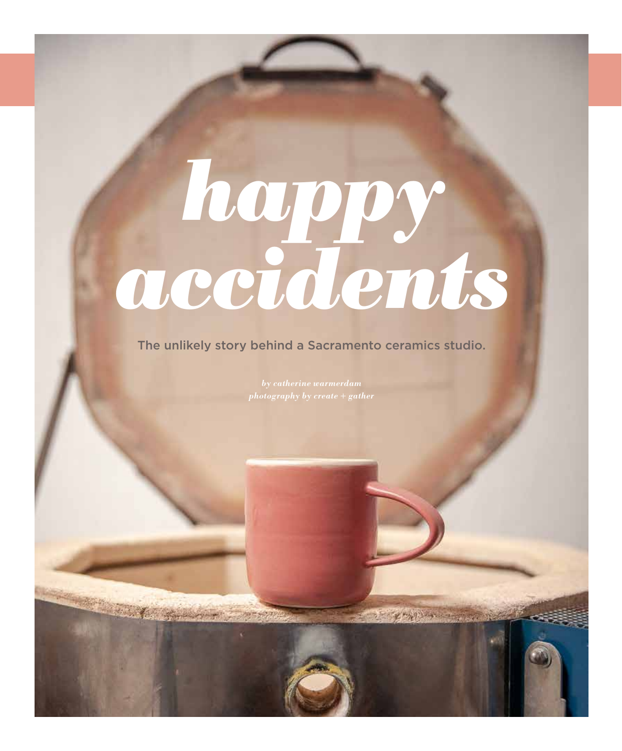# *happy accidents*

The unlikely story behind a Sacramento ceramics studio.

*by catherine warmerdam*
*photography by create + gather*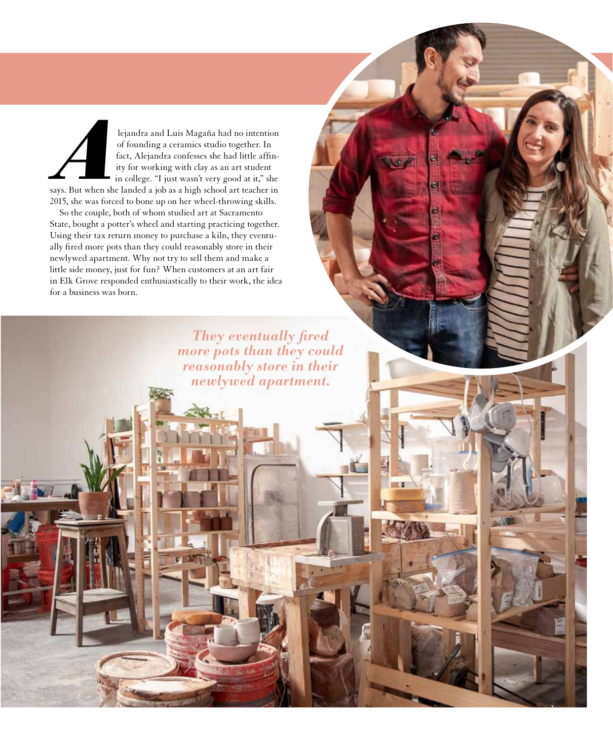Alejandra and Luis Magaña had no intention of founding a ceramics studio together. In fact, Alejandra confesses she had little affinity for working with clay as an art student in college. "I just wasn't very good at it," she says. But when she landed a job as a high school art teacher in 2015, she was forced to bone up on her wheel-throwing skills.

So the couple, both of whom studied art at Sacramento State, bought a potter's wheel and starting practicing together. Using their tax return money to purchase a kiln, they eventually fired more pots than they could reasonably store in their newlywed apartment. Why not try to sell them and make a little side money, just for fun? When customers at an art fair in Elk Grove responded enthusiastically to their work, the idea for a business was born.

***They eventually fired more pots than they could reasonably store in their newlywed apartment.***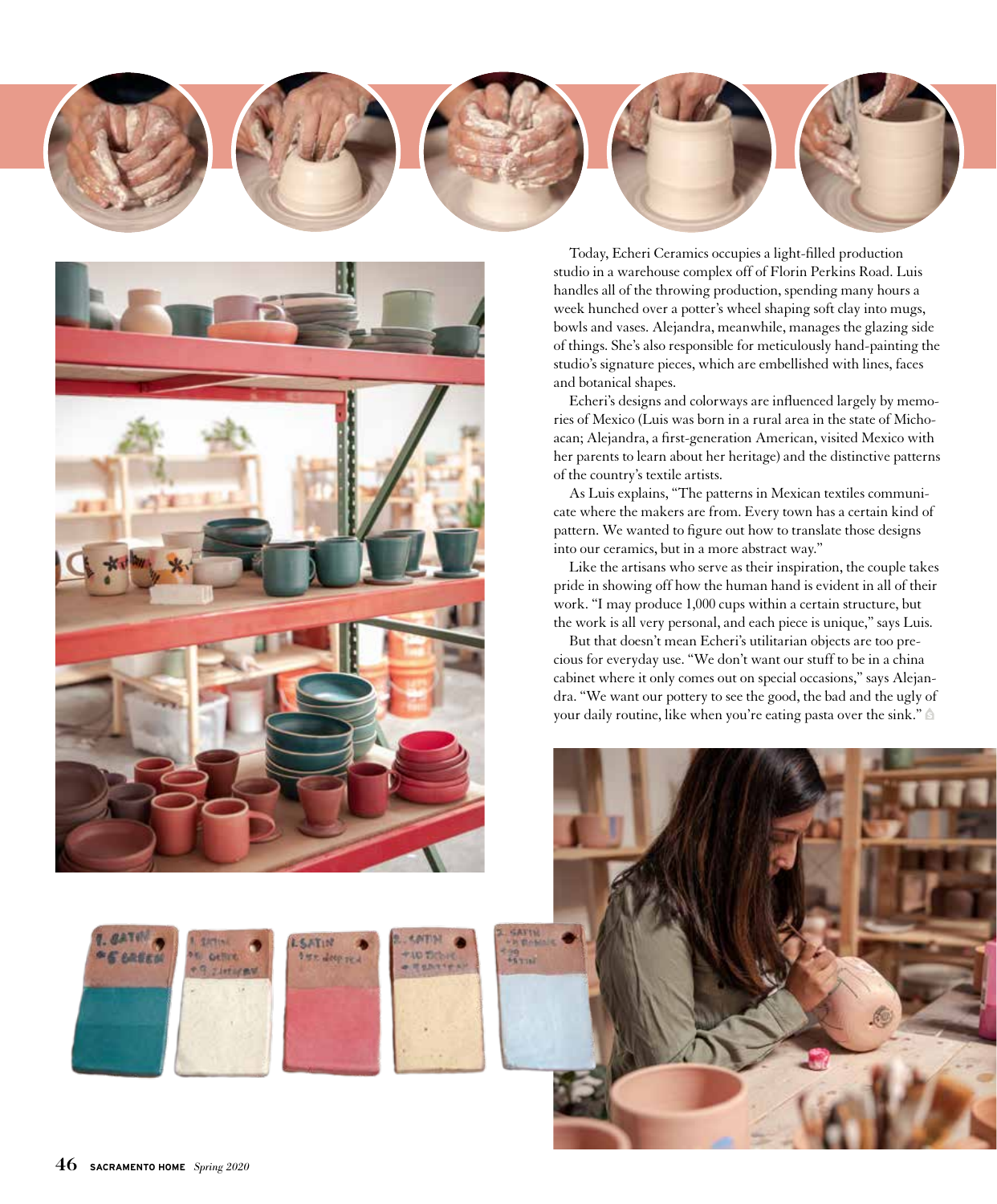Today, Echeri Ceramics occupies a light-filled production studio in a warehouse complex off of Florin Perkins Road. Luis handles all of the throwing production, spending many hours a week hunched over a potter's wheel shaping soft clay into mugs, bowls and vases. Alejandra, meanwhile, manages the glazing side of things. She's also responsible for meticulously hand-painting the studio's signature pieces, which are embellished with lines, faces and botanical shapes.

Echeri's designs and colorways are influenced largely by memories of Mexico (Luis was born in a rural area in the state of Michoacan; Alejandra, a first-generation American, visited Mexico with her parents to learn about her heritage) and the distinctive patterns of the country's textile artists.

As Luis explains, "The patterns in Mexican textiles communicate where the makers are from. Every town has a certain kind of pattern. We wanted to figure out how to translate those designs into our ceramics, but in a more abstract way."

Like the artisans who serve as their inspiration, the couple takes pride in showing off how the human hand is evident in all of their work. "I may produce 1,000 cups within a certain structure, but the work is all very personal, and each piece is unique," says Luis.

But that doesn't mean Echeri's utilitarian objects are too precious for everyday use. "We don't want our stuff to be in a china cabinet where it only comes out on special occasions," says Alejandra. "We want our pottery to see the good, the bad and the ugly of your daily routine, like when you're eating pasta over the sink."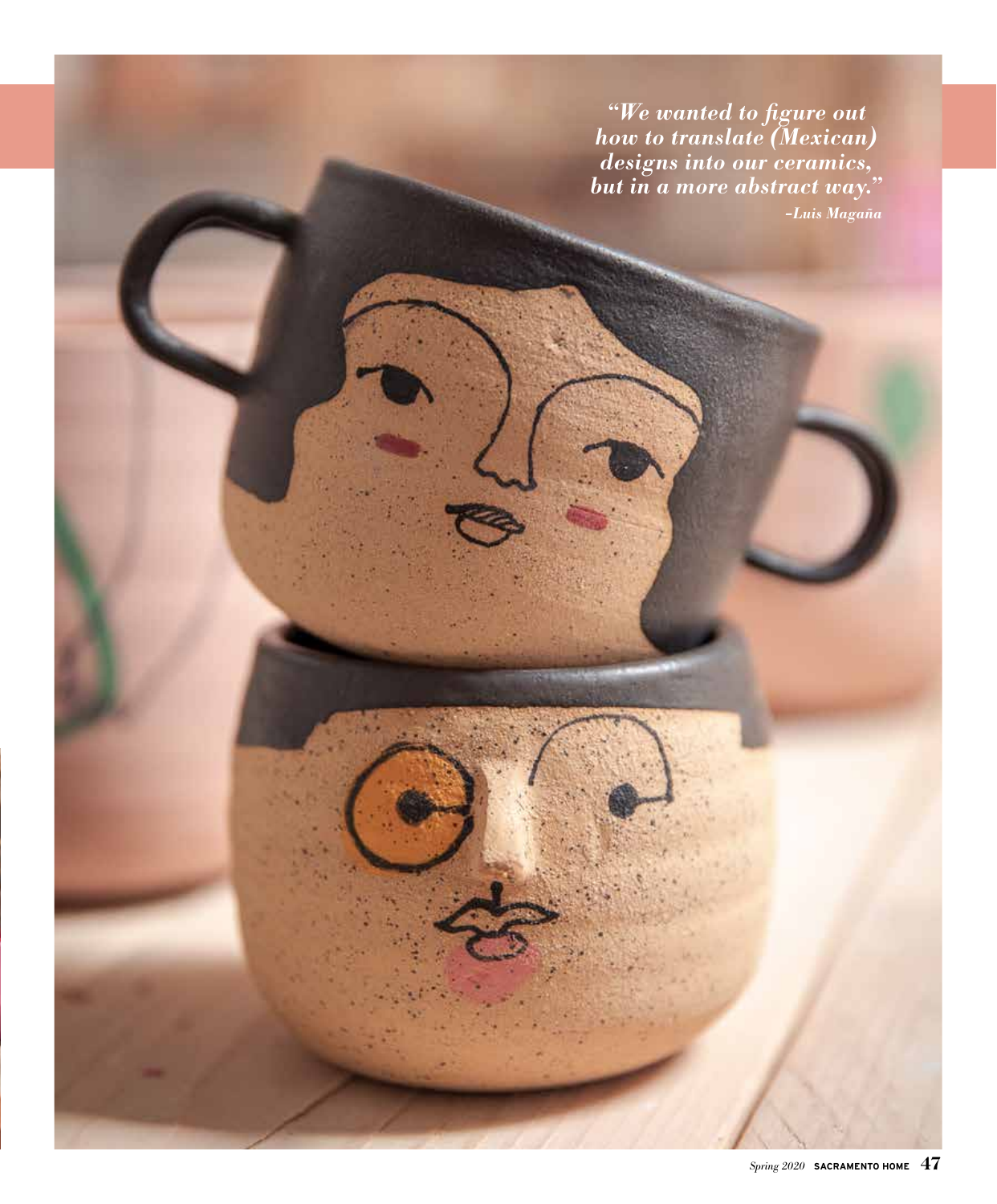*"We wanted to figure out how to translate (Mexican) designs into our ceramics, but in a more abstract way."*

*–Luis Magaña*